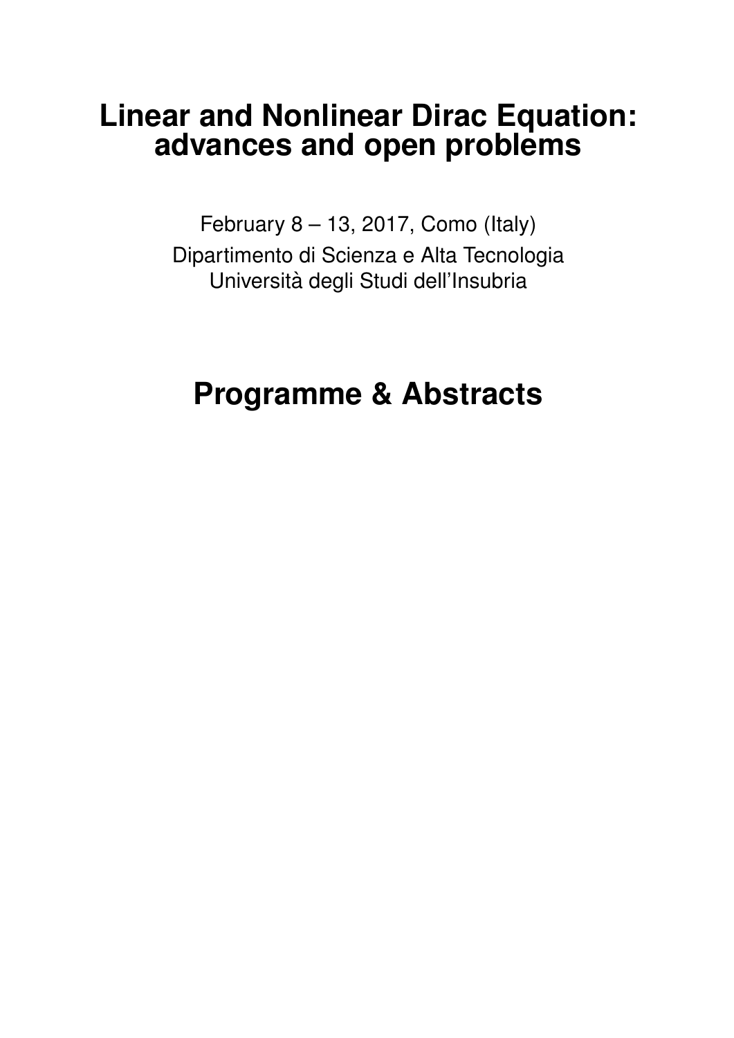# Linear and Nonlinear Dirac Equation: advances and open problems

February 8 – 13, 2017, Como (Italy)

Dipartimento di Scienza e Alta Tecnologia

Università degli Studi dell'Insubria

# Programme & Abstracts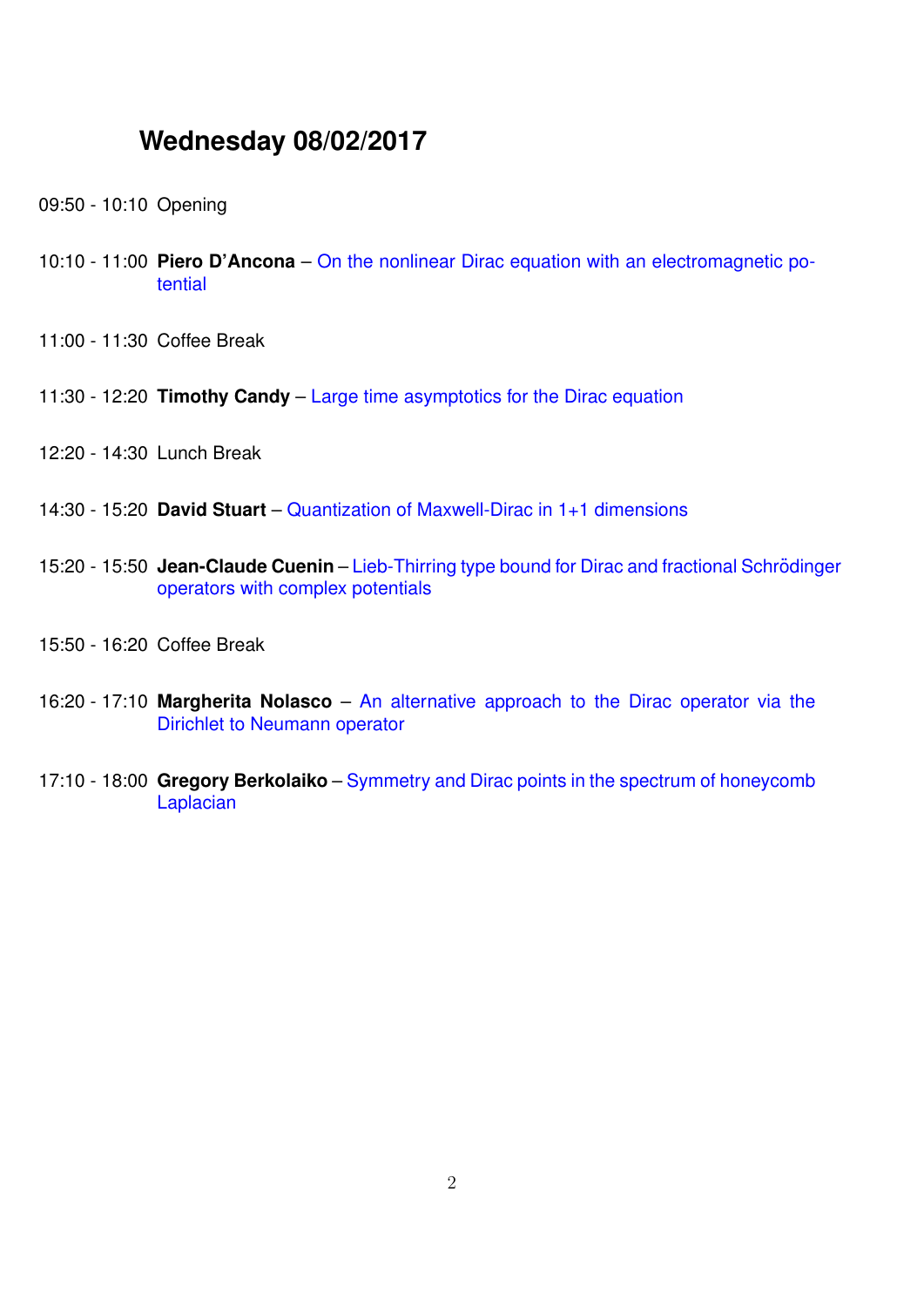# Wednesday 08/02/2017

09:50 - 10:10 Opening

10:10 - 11:00 **Piero D'Ancona** – On the nonlinear Dirac equation with an electromagnetic potential

11:00 - 11:30 Coffee Break

11:30 - 12:20 **Timothy Candy** – Large time asymptotics for the Dirac equation

12:20 - 14:30 Lunch Break

14:30 - 15:20 **David Stuart** – Quantization of Maxwell-Dirac in 1+1 dimensions

15:20 - 15:50 **Jean-Claude Cuenin** – Lieb-Thirring type bound for Dirac and fractional Schrödinger operators with complex potentials

15:50 - 16:20 Coffee Break

16:20 - 17:10 **Margherita Nolasco** – An alternative approach to the Dirac operator via the Dirichlet to Neumann operator

17:10 - 18:00 **Gregory Berkolaiko** – Symmetry and Dirac points in the spectrum of honeycomb Laplacian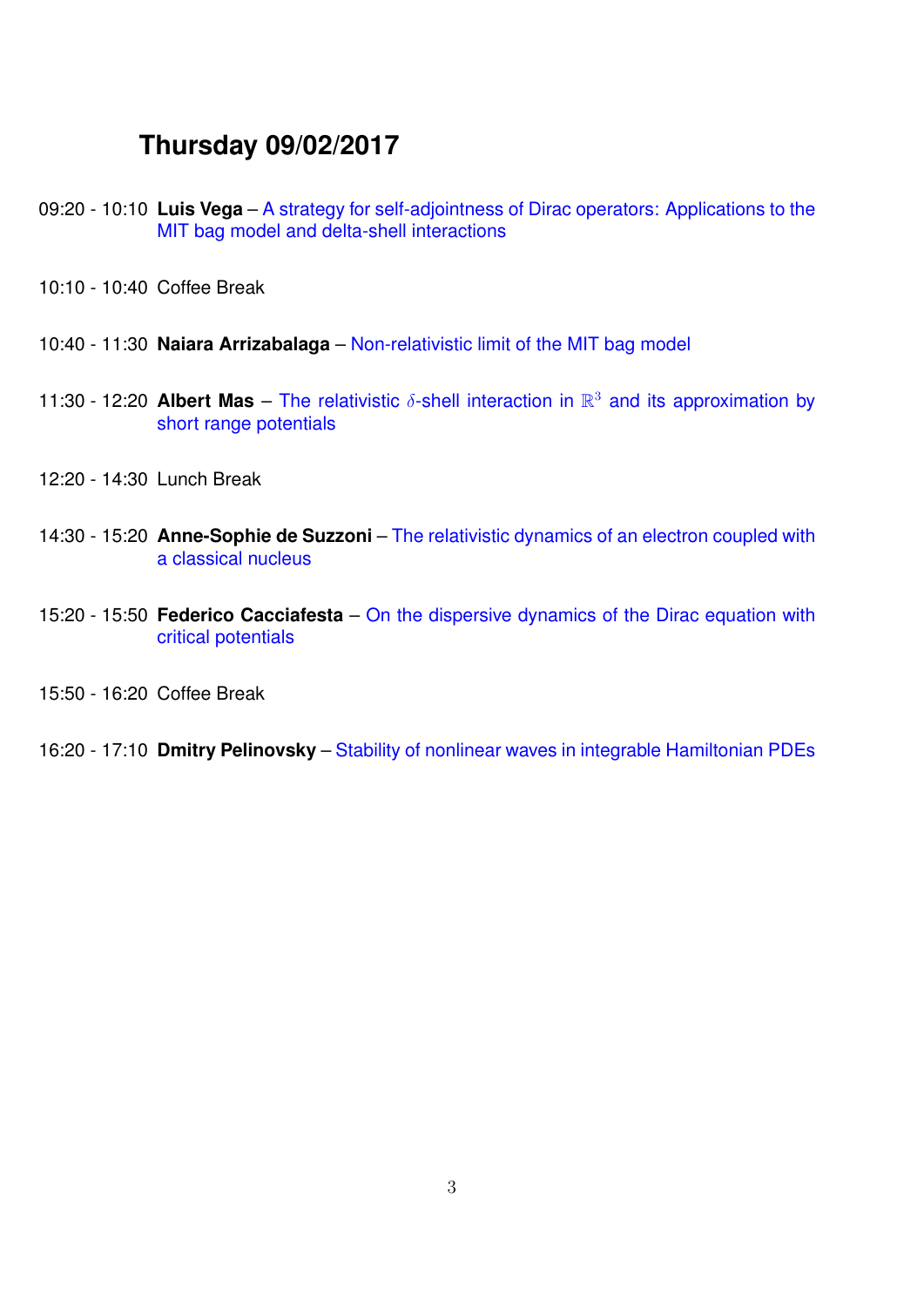## Thursday 09/02/2017

09:20 - 10:10 **Luis Vega** – A strategy for self-adjointness of Dirac operators: Applications to the MIT bag model and delta-shell interactions

10:10 - 10:40 Coffee Break

10:40 - 11:30 **Naiara Arrizabalaga** – Non-relativistic limit of the MIT bag model

11:30 - 12:20 **Albert Mas** – The relativistic $\delta$-shell interaction in $\mathbb{R}^3$ and its approximation by short range potentials

12:20 - 14:30 Lunch Break

14:30 - 15:20 **Anne-Sophie de Suzzoni** – The relativistic dynamics of an electron coupled with a classical nucleus

15:20 - 15:50 **Federico Cacciafesta** – On the dispersive dynamics of the Dirac equation with critical potentials

15:50 - 16:20 Coffee Break

16:20 - 17:10 **Dmitry Pelinovsky** – Stability of nonlinear waves in integrable Hamiltonian PDEs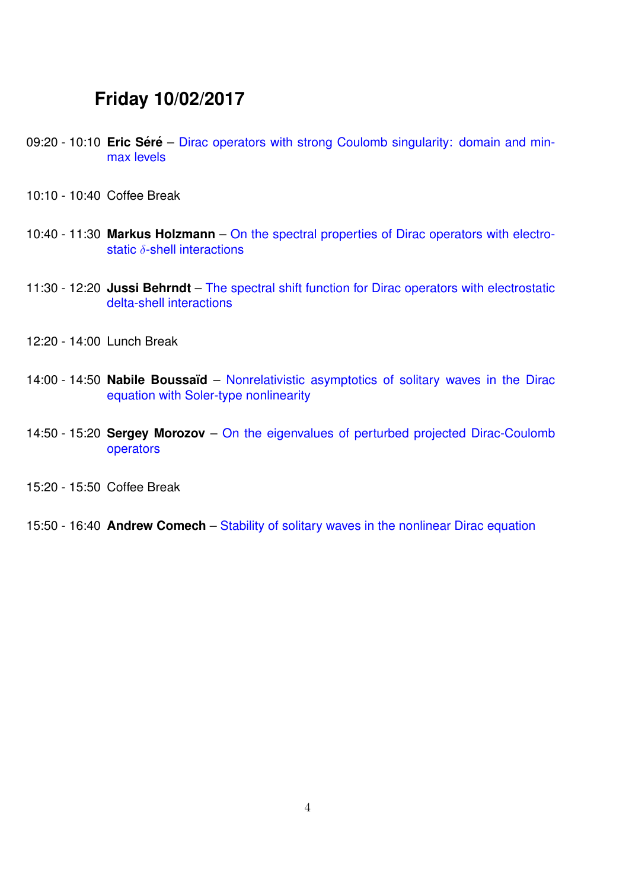## Friday 10/02/2017

09:20 - 10:10 **Eric Séré** – Dirac operators with strong Coulomb singularity: domain and min-max levels

10:10 - 10:40 Coffee Break

10:40 - 11:30 **Markus Holzmann** – On the spectral properties of Dirac operators with electrostatic $\delta$-shell interactions

11:30 - 12:20 **Jussi Behrndt** – The spectral shift function for Dirac operators with electrostatic delta-shell interactions

12:20 - 14:00 Lunch Break

14:00 - 14:50 **Nabile Boussaïd** – Nonrelativistic asymptotics of solitary waves in the Dirac equation with Soler-type nonlinearity

14:50 - 15:20 **Sergey Morozov** – On the eigenvalues of perturbed projected Dirac-Coulomb operators

15:20 - 15:50 Coffee Break

15:50 - 16:40 **Andrew Comech** – Stability of solitary waves in the nonlinear Dirac equation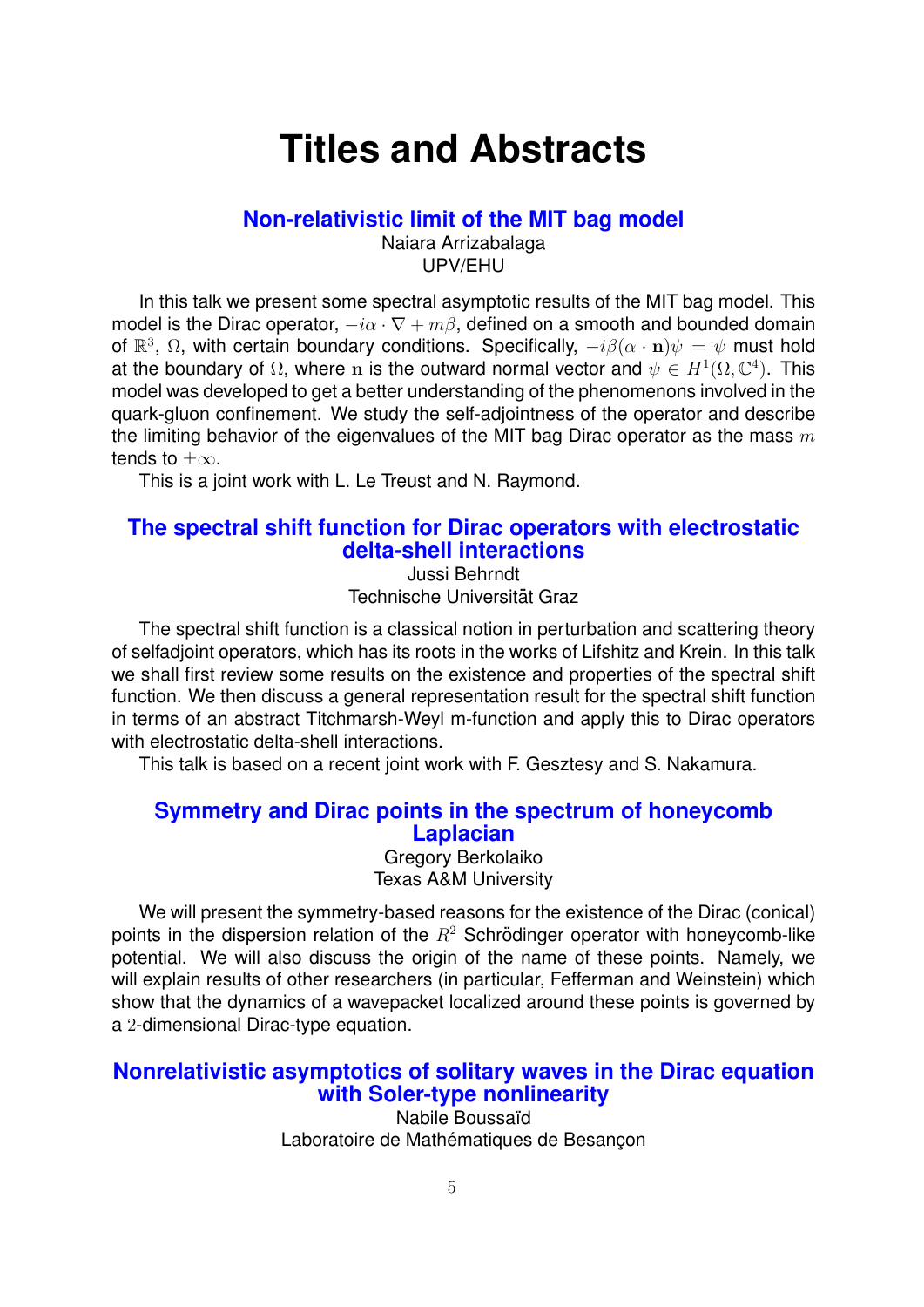# Titles and Abstracts

## Non-relativistic limit of the MIT bag model

Naiara Arrizabalaga
UPV/EHU

In this talk we present some spectral asymptotic results of the MIT bag model. This model is the Dirac operator, $-i\alpha \cdot \nabla + m\beta$, defined on a smooth and bounded domain of $\mathbb{R}^3$, $\Omega$, with certain boundary conditions. Specifically, $-i\beta(\alpha \cdot \mathbf{n})\psi = \psi$ must hold at the boundary of $\Omega$, where $\mathbf{n}$ is the outward normal vector and $\psi \in H^1(\Omega, \mathbb{C}^4)$. This model was developed to get a better understanding of the phenomenons involved in the quark-gluon confinement. We study the self-adjointness of the operator and describe the limiting behavior of the eigenvalues of the MIT bag Dirac operator as the mass $m$ tends to $\pm\infty$.

This is a joint work with L. Le Treust and N. Raymond.

## The spectral shift function for Dirac operators with electrostatic delta-shell interactions

Jussi Behrndt
Technische Universität Graz

The spectral shift function is a classical notion in perturbation and scattering theory of selfadjoint operators, which has its roots in the works of Lifshitz and Krein. In this talk we shall first review some results on the existence and properties of the spectral shift function. We then discuss a general representation result for the spectral shift function in terms of an abstract Titchmarsh-Weyl m-function and apply this to Dirac operators with electrostatic delta-shell interactions.

This talk is based on a recent joint work with F. Gesztesy and S. Nakamura.

## Symmetry and Dirac points in the spectrum of honeycomb Laplacian

Gregory Berkolaiko
Texas A&M University

We will present the symmetry-based reasons for the existence of the Dirac (conical) points in the dispersion relation of the $R^2$ Schrödinger operator with honeycomb-like potential. We will also discuss the origin of the name of these points. Namely, we will explain results of other researchers (in particular, Fefferman and Weinstein) which show that the dynamics of a wavepacket localized around these points is governed by a $2$-dimensional Dirac-type equation.

## Nonrelativistic asymptotics of solitary waves in the Dirac equation with Soler-type nonlinearity

Nabile Boussaïd
Laboratoire de Mathématiques de Besançon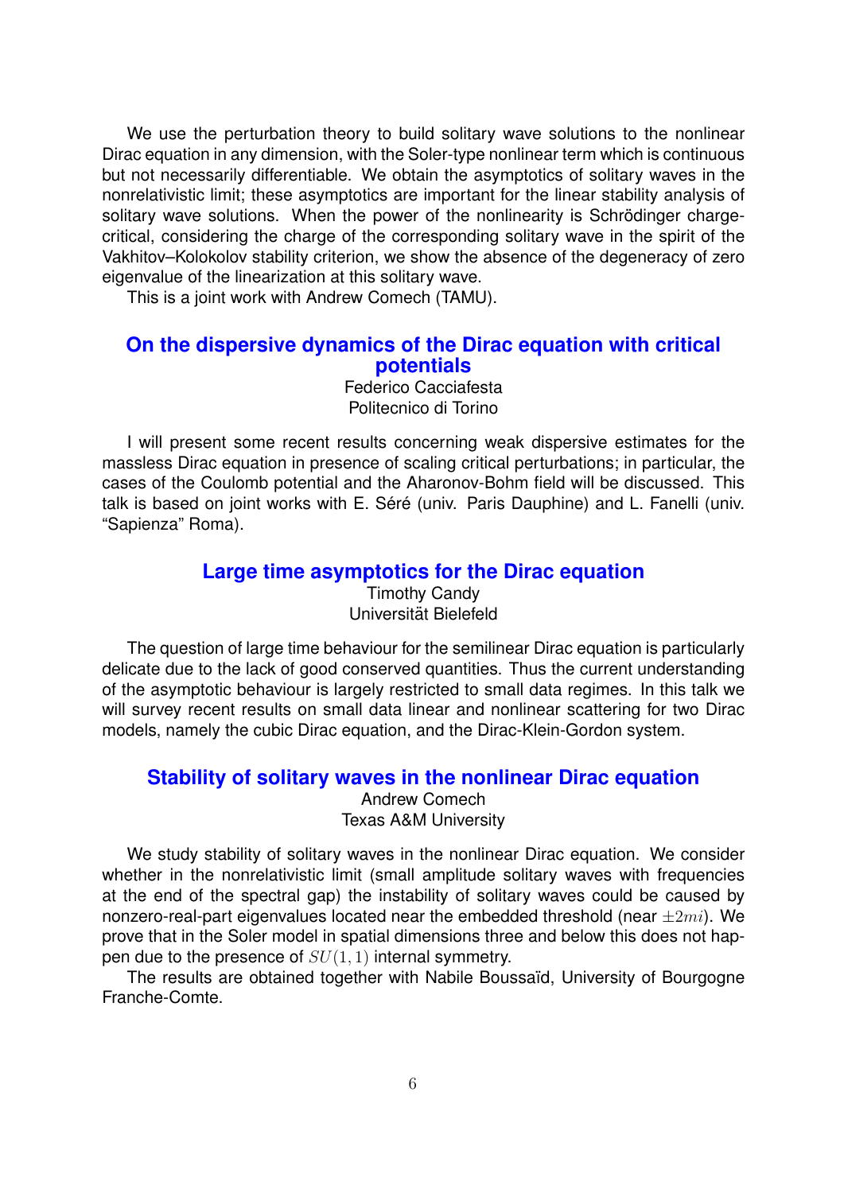We use the perturbation theory to build solitary wave solutions to the nonlinear Dirac equation in any dimension, with the Soler-type nonlinear term which is continuous but not necessarily differentiable. We obtain the asymptotics of solitary waves in the nonrelativistic limit; these asymptotics are important for the linear stability analysis of solitary wave solutions. When the power of the nonlinearity is Schrödinger charge-critical, considering the charge of the corresponding solitary wave in the spirit of the Vakhitov–Kolokolov stability criterion, we show the absence of the degeneracy of zero eigenvalue of the linearization at this solitary wave.

This is a joint work with Andrew Comech (TAMU).

## On the dispersive dynamics of the Dirac equation with critical potentials

Federico Cacciafesta
Politecnico di Torino

I will present some recent results concerning weak dispersive estimates for the massless Dirac equation in presence of scaling critical perturbations; in particular, the cases of the Coulomb potential and the Aharonov-Bohm field will be discussed. This talk is based on joint works with E. Séré (univ. Paris Dauphine) and L. Fanelli (univ. "Sapienza" Roma).

## Large time asymptotics for the Dirac equation

Timothy Candy
Universität Bielefeld

The question of large time behaviour for the semilinear Dirac equation is particularly delicate due to the lack of good conserved quantities. Thus the current understanding of the asymptotic behaviour is largely restricted to small data regimes. In this talk we will survey recent results on small data linear and nonlinear scattering for two Dirac models, namely the cubic Dirac equation, and the Dirac-Klein-Gordon system.

## Stability of solitary waves in the nonlinear Dirac equation

Andrew Comech
Texas A&M University

We study stability of solitary waves in the nonlinear Dirac equation. We consider whether in the nonrelativistic limit (small amplitude solitary waves with frequencies at the end of the spectral gap) the instability of solitary waves could be caused by nonzero-real-part eigenvalues located near the embedded threshold (near $\pm 2mi$). We prove that in the Soler model in spatial dimensions three and below this does not happen due to the presence of $SU(1,1)$ internal symmetry.

The results are obtained together with Nabile Boussaïd, University of Bourgogne Franche-Comte.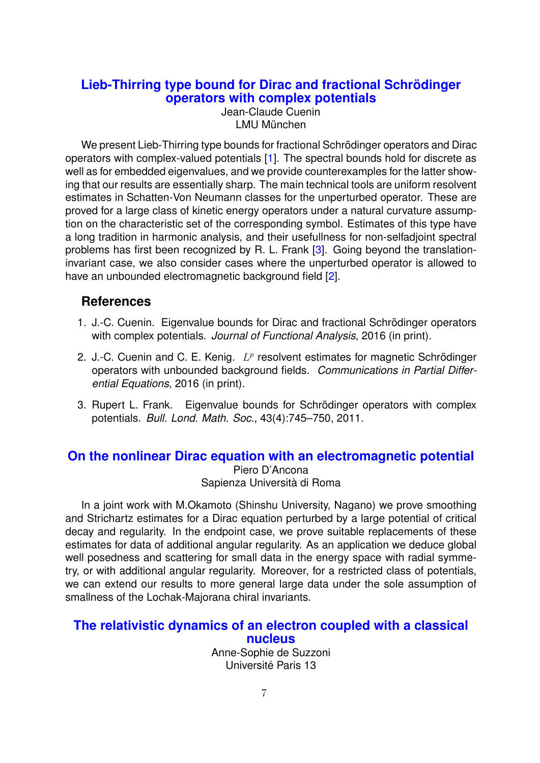## Lieb-Thirring type bound for Dirac and fractional Schrödinger operators with complex potentials

Jean-Claude Cuenin
LMU München

We present Lieb-Thirring type bounds for fractional Schrödinger operators and Dirac operators with complex-valued potentials [1]. The spectral bounds hold for discrete as well as for embedded eigenvalues, and we provide counterexamples for the latter showing that our results are essentially sharp. The main technical tools are uniform resolvent estimates in Schatten-Von Neumann classes for the unperturbed operator. These are proved for a large class of kinetic energy operators under a natural curvature assumption on the characteristic set of the corresponding symbol. Estimates of this type have a long tradition in harmonic analysis, and their usefullness for non-selfadjoint spectral problems has first been recognized by R. L. Frank [3]. Going beyond the translation-invariant case, we also consider cases where the unperturbed operator is allowed to have an unbounded electromagnetic background field [2].

### References

1. J.-C. Cuenin. Eigenvalue bounds for Dirac and fractional Schrödinger operators with complex potentials. *Journal of Functional Analysis*, 2016 (in print).
2. J.-C. Cuenin and C. E. Kenig. $L^p$ resolvent estimates for magnetic Schrödinger operators with unbounded background fields. *Communications in Partial Differential Equations*, 2016 (in print).
3. Rupert L. Frank. Eigenvalue bounds for Schrödinger operators with complex potentials. *Bull. Lond. Math. Soc.*, 43(4):745–750, 2011.

## On the nonlinear Dirac equation with an electromagnetic potential

Piero D'Ancona
Sapienza Università di Roma

In a joint work with M.Okamoto (Shinshu University, Nagano) we prove smoothing and Strichartz estimates for a Dirac equation perturbed by a large potential of critical decay and regularity. In the endpoint case, we prove suitable replacements of these estimates for data of additional angular regularity. As an application we deduce global well posedness and scattering for small data in the energy space with radial symmetry, or with additional angular regularity. Moreover, for a restricted class of potentials, we can extend our results to more general large data under the sole assumption of smallness of the Lochak-Majorana chiral invariants.

## The relativistic dynamics of an electron coupled with a classical nucleus

Anne-Sophie de Suzzoni
Université Paris 13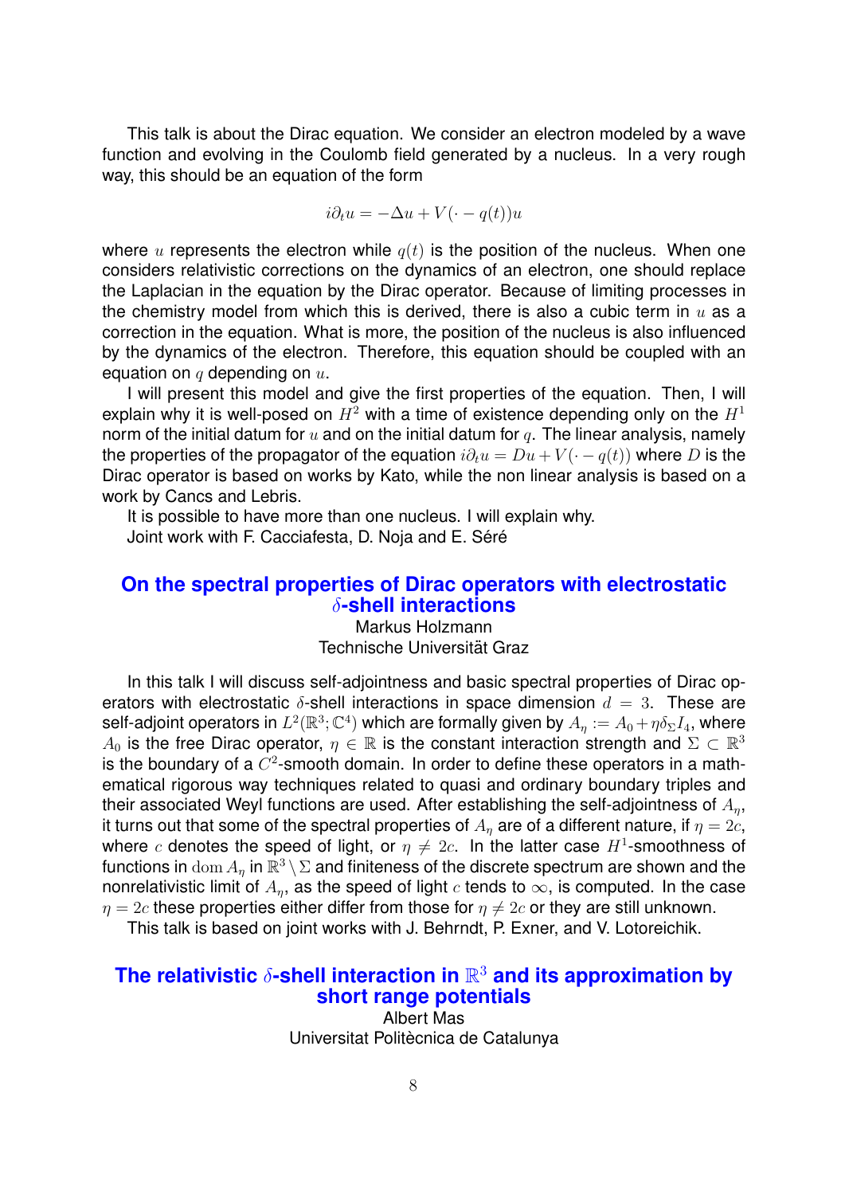This talk is about the Dirac equation. We consider an electron modeled by a wave function and evolving in the Coulomb field generated by a nucleus. In a very rough way, this should be an equation of the form

$$i\partial_t u = -\Delta u + V(\cdot - q(t))u$$

where $u$ represents the electron while $q(t)$ is the position of the nucleus. When one considers relativistic corrections on the dynamics of an electron, one should replace the Laplacian in the equation by the Dirac operator. Because of limiting processes in the chemistry model from which this is derived, there is also a cubic term in $u$ as a correction in the equation. What is more, the position of the nucleus is also influenced by the dynamics of the electron. Therefore, this equation should be coupled with an equation on $q$ depending on $u$.

I will present this model and give the first properties of the equation. Then, I will explain why it is well-posed on $H^2$ with a time of existence depending only on the $H^1$ norm of the initial datum for $u$ and on the initial datum for $q$. The linear analysis, namely the properties of the propagator of the equation $i\partial_t u = Du + V(\cdot - q(t))$ where $D$ is the Dirac operator is based on works by Kato, while the non linear analysis is based on a work by Cancs and Lebris.

It is possible to have more than one nucleus. I will explain why.

Joint work with F. Cacciafesta, D. Noja and E. Séré

## On the spectral properties of Dirac operators with electrostatic $\delta$-shell interactions

Markus Holzmann
Technische Universität Graz

In this talk I will discuss self-adjointness and basic spectral properties of Dirac operators with electrostatic $\delta$-shell interactions in space dimension $d = 3$. These are self-adjoint operators in $L^2(\mathbb{R}^3; \mathbb{C}^4)$ which are formally given by $A_\eta := A_0 + \eta\delta_\Sigma I_4$, where $A_0$ is the free Dirac operator, $\eta \in \mathbb{R}$ is the constant interaction strength and $\Sigma \subset \mathbb{R}^3$ is the boundary of a $C^2$-smooth domain. In order to define these operators in a mathematical rigorous way techniques related to quasi and ordinary boundary triples and their associated Weyl functions are used. After establishing the self-adjointness of $A_\eta$, it turns out that some of the spectral properties of $A_\eta$ are of a different nature, if $\eta = 2c$, where $c$ denotes the speed of light, or $\eta \neq 2c$. In the latter case $H^1$-smoothness of functions in $\operatorname{dom} A_\eta$ in $\mathbb{R}^3 \setminus \Sigma$ and finiteness of the discrete spectrum are shown and the nonrelativistic limit of $A_\eta$, as the speed of light $c$ tends to $\infty$, is computed. In the case $\eta = 2c$ these properties either differ from those for $\eta \neq 2c$ or they are still unknown.

This talk is based on joint works with J. Behrndt, P. Exner, and V. Lotoreichik.

## The relativistic $\delta$-shell interaction in $\mathbb{R}^3$ and its approximation by short range potentials

Albert Mas
Universitat Politècnica de Catalunya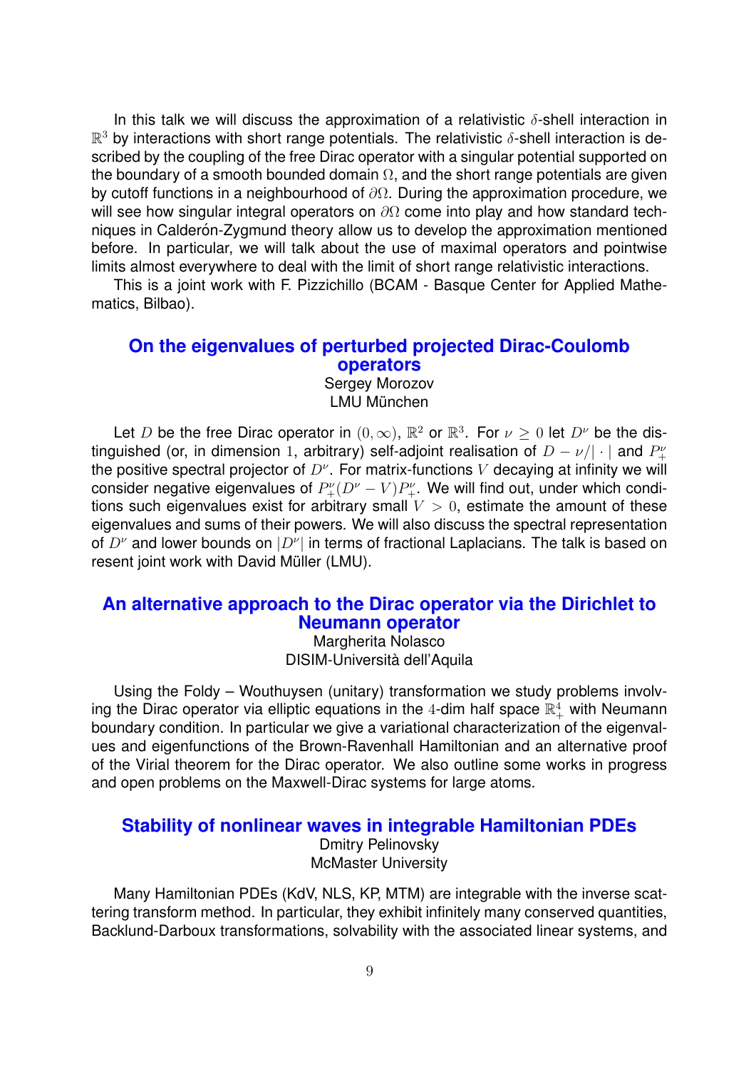In this talk we will discuss the approximation of a relativistic $\delta$-shell interaction in $\mathbb{R}^3$ by interactions with short range potentials. The relativistic $\delta$-shell interaction is described by the coupling of the free Dirac operator with a singular potential supported on the boundary of a smooth bounded domain $\Omega$, and the short range potentials are given by cutoff functions in a neighbourhood of $\partial\Omega$. During the approximation procedure, we will see how singular integral operators on $\partial\Omega$ come into play and how standard techniques in Calderón-Zygmund theory allow us to develop the approximation mentioned before. In particular, we will talk about the use of maximal operators and pointwise limits almost everywhere to deal with the limit of short range relativistic interactions.

This is a joint work with F. Pizzichillo (BCAM - Basque Center for Applied Mathematics, Bilbao).

## On the eigenvalues of perturbed projected Dirac-Coulomb operators

Sergey Morozov
LMU München

Let $D$ be the free Dirac operator in $(0, \infty)$, $\mathbb{R}^2$ or $\mathbb{R}^3$. For $\nu \geq 0$ let $D^\nu$ be the distinguished (or, in dimension $1$, arbitrary) self-adjoint realisation of $D - \nu/|\cdot|$ and $P_+^\nu$ the positive spectral projector of $D^\nu$. For matrix-functions $V$ decaying at infinity we will consider negative eigenvalues of $P_+^\nu(D^\nu - V)P_+^\nu$. We will find out, under which conditions such eigenvalues exist for arbitrary small $V > 0$, estimate the amount of these eigenvalues and sums of their powers. We will also discuss the spectral representation of $D^\nu$ and lower bounds on $|D^\nu|$ in terms of fractional Laplacians. The talk is based on resent joint work with David Müller (LMU).

## An alternative approach to the Dirac operator via the Dirichlet to Neumann operator

Margherita Nolasco
DISIM-Università dell'Aquila

Using the Foldy – Wouthuysen (unitary) transformation we study problems involving the Dirac operator via elliptic equations in the $4$-dim half space $\mathbb{R}^4_+$ with Neumann boundary condition. In particular we give a variational characterization of the eigenvalues and eigenfunctions of the Brown-Ravenhall Hamiltonian and an alternative proof of the Virial theorem for the Dirac operator. We also outline some works in progress and open problems on the Maxwell-Dirac systems for large atoms.

## Stability of nonlinear waves in integrable Hamiltonian PDEs

Dmitry Pelinovsky
McMaster University

Many Hamiltonian PDEs (KdV, NLS, KP, MTM) are integrable with the inverse scattering transform method. In particular, they exhibit infinitely many conserved quantities, Backlund-Darboux transformations, solvability with the associated linear systems, and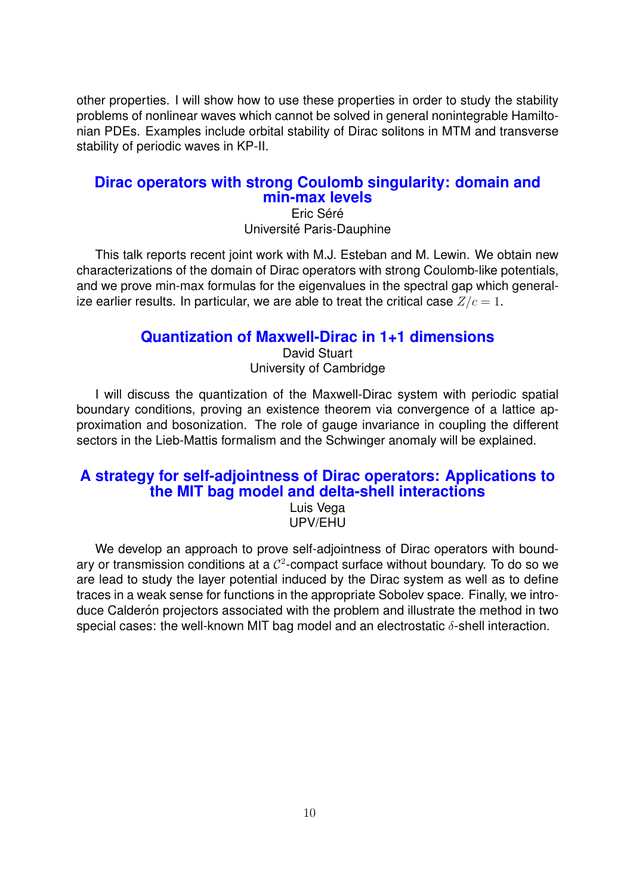other properties. I will show how to use these properties in order to study the stability problems of nonlinear waves which cannot be solved in general nonintegrable Hamiltonian PDEs. Examples include orbital stability of Dirac solitons in MTM and transverse stability of periodic waves in KP-II.

## Dirac operators with strong Coulomb singularity: domain and min-max levels

Eric Séré
Université Paris-Dauphine

This talk reports recent joint work with M.J. Esteban and M. Lewin. We obtain new characterizations of the domain of Dirac operators with strong Coulomb-like potentials, and we prove min-max formulas for the eigenvalues in the spectral gap which generalize earlier results. In particular, we are able to treat the critical case $Z/c = 1$.

## Quantization of Maxwell-Dirac in 1+1 dimensions

David Stuart
University of Cambridge

I will discuss the quantization of the Maxwell-Dirac system with periodic spatial boundary conditions, proving an existence theorem via convergence of a lattice approximation and bosonization. The role of gauge invariance in coupling the different sectors in the Lieb-Mattis formalism and the Schwinger anomaly will be explained.

## A strategy for self-adjointness of Dirac operators: Applications to the MIT bag model and delta-shell interactions

Luis Vega
UPV/EHU

We develop an approach to prove self-adjointness of Dirac operators with boundary or transmission conditions at a $\mathcal{C}^2$-compact surface without boundary. To do so we are lead to study the layer potential induced by the Dirac system as well as to define traces in a weak sense for functions in the appropriate Sobolev space. Finally, we introduce Calderón projectors associated with the problem and illustrate the method in two special cases: the well-known MIT bag model and an electrostatic $\delta$-shell interaction.